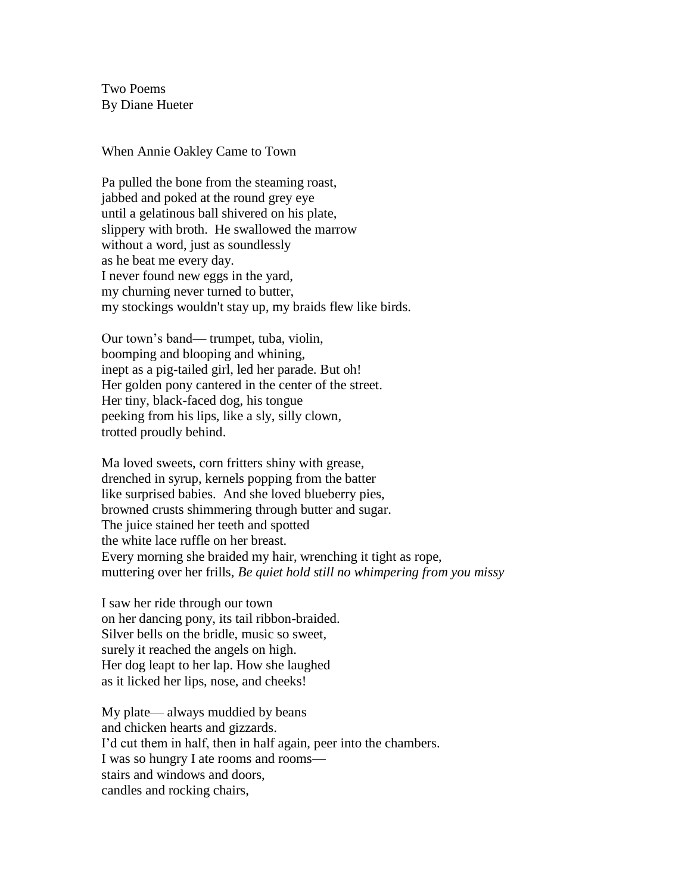Two Poems
By Diane Hueter

## When Annie Oakley Came to Town

Pa pulled the bone from the steaming roast,
jabbed and poked at the round grey eye
until a gelatinous ball shivered on his plate,
slippery with broth.  He swallowed the marrow
without a word, just as soundlessly
as he beat me every day.
I never found new eggs in the yard,
my churning never turned to butter,
my stockings wouldn't stay up, my braids flew like birds.

Our town's band— trumpet, tuba, violin,
boomping and blooping and whining,
inept as a pig-tailed girl, led her parade. But oh!
Her golden pony cantered in the center of the street.
Her tiny, black-faced dog, his tongue
peeking from his lips, like a sly, silly clown,
trotted proudly behind.

Ma loved sweets, corn fritters shiny with grease,
drenched in syrup, kernels popping from the batter
like surprised babies.  And she loved blueberry pies,
browned crusts shimmering through butter and sugar.
The juice stained her teeth and spotted
the white lace ruffle on her breast.
Every morning she braided my hair, wrenching it tight as rope,
muttering over her frills, *Be quiet hold still no whimpering from you missy*

I saw her ride through our town
on her dancing pony, its tail ribbon-braided.
Silver bells on the bridle, music so sweet,
surely it reached the angels on high.
Her dog leapt to her lap. How she laughed
as it licked her lips, nose, and cheeks!

My plate— always muddied by beans
and chicken hearts and gizzards.
I'd cut them in half, then in half again, peer into the chambers.
I was so hungry I ate rooms and rooms—
stairs and windows and doors,
candles and rocking chairs,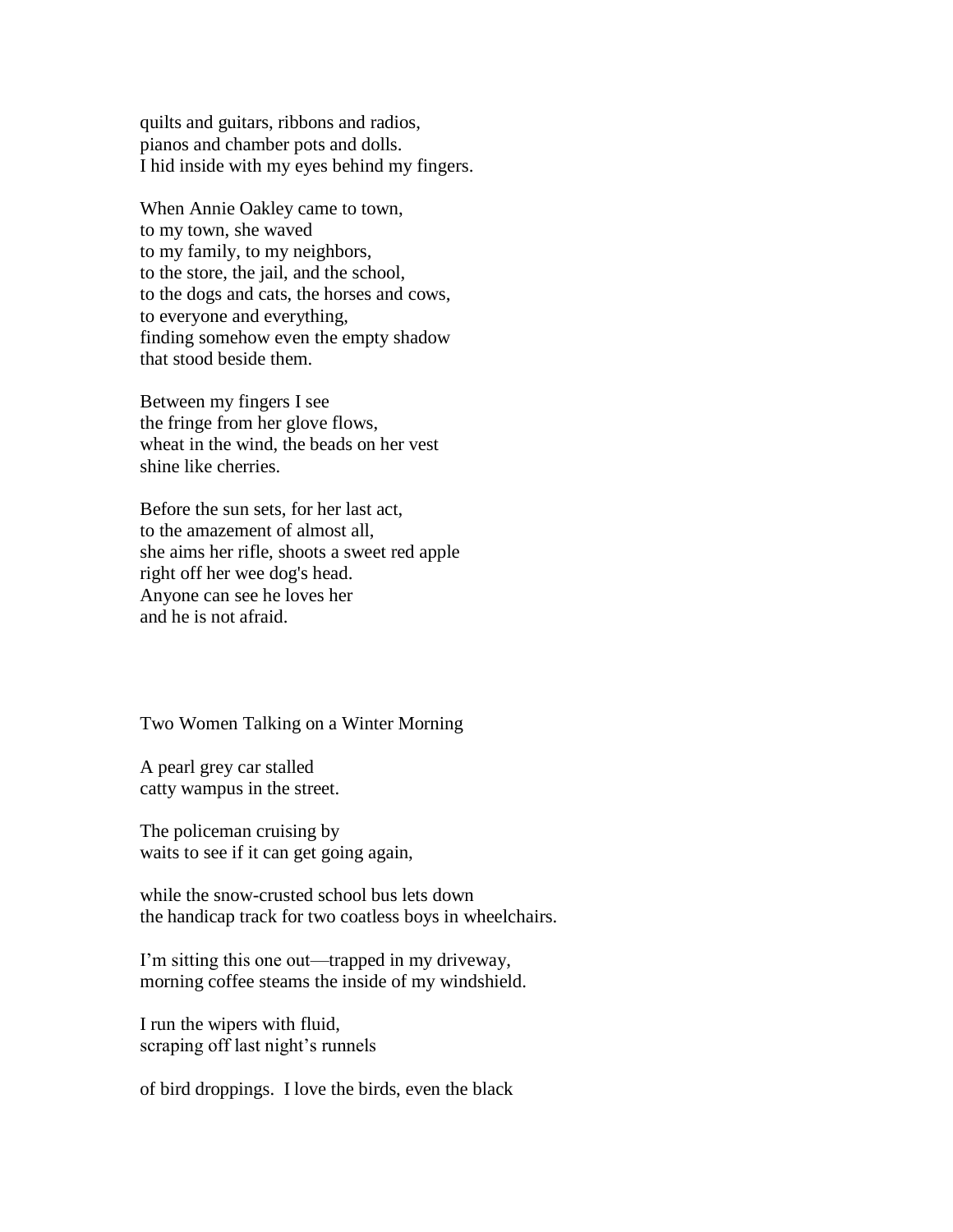quilts and guitars, ribbons and radios,
pianos and chamber pots and dolls.
I hid inside with my eyes behind my fingers.

When Annie Oakley came to town,
to my town, she waved
to my family, to my neighbors,
to the store, the jail, and the school,
to the dogs and cats, the horses and cows,
to everyone and everything,
finding somehow even the empty shadow
that stood beside them.

Between my fingers I see
the fringe from her glove flows,
wheat in the wind, the beads on her vest
shine like cherries.

Before the sun sets, for her last act,
to the amazement of almost all,
she aims her rifle, shoots a sweet red apple
right off her wee dog's head.
Anyone can see he loves her
and he is not afraid.

## Two Women Talking on a Winter Morning

A pearl grey car stalled
catty wampus in the street.

The policeman cruising by
waits to see if it can get going again,

while the snow-crusted school bus lets down
the handicap track for two coatless boys in wheelchairs.

I'm sitting this one out—trapped in my driveway,
morning coffee steams the inside of my windshield.

I run the wipers with fluid,
scraping off last night's runnels

of bird droppings. I love the birds, even the black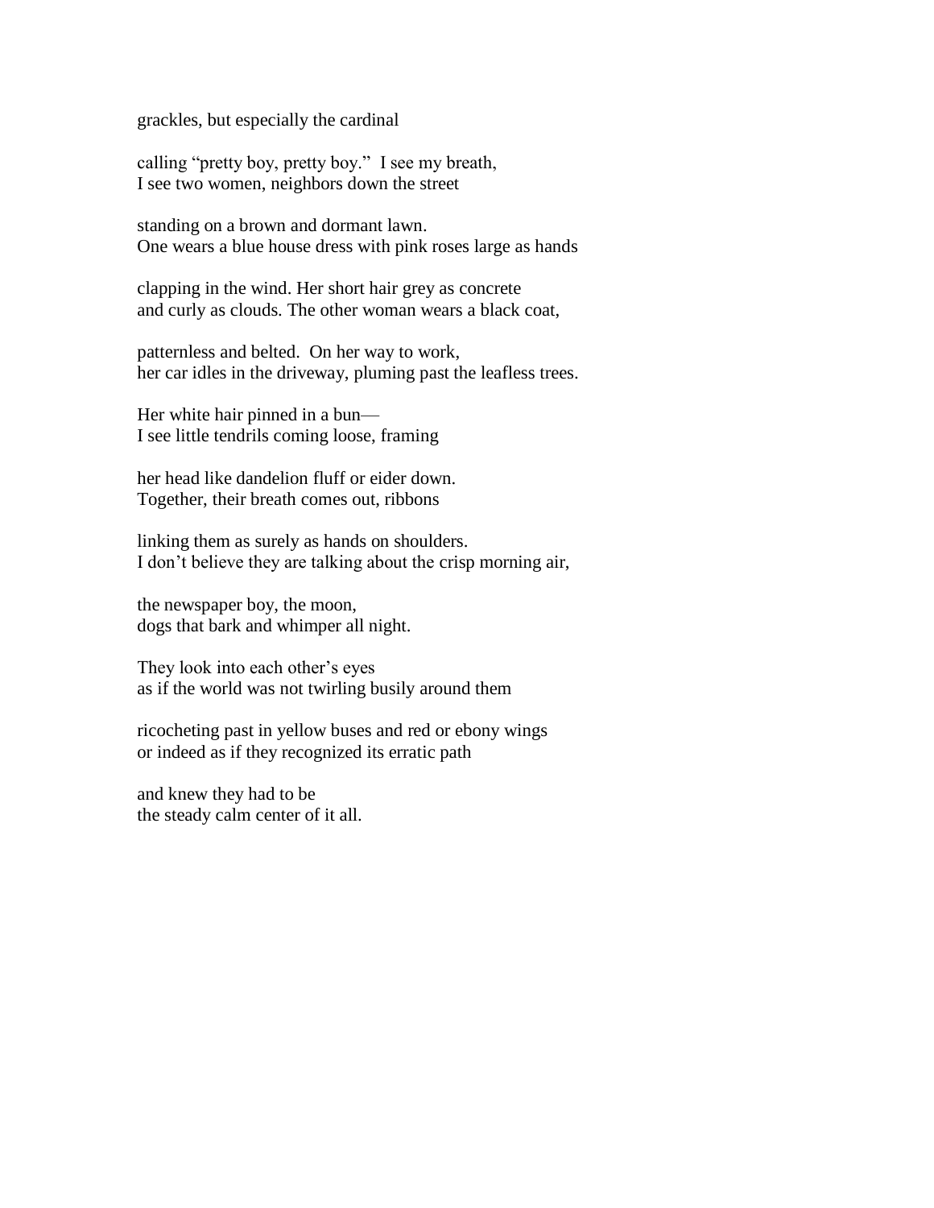grackles, but especially the cardinal

calling “pretty boy, pretty boy.”  I see my breath,
I see two women, neighbors down the street

standing on a brown and dormant lawn.
One wears a blue house dress with pink roses large as hands

clapping in the wind. Her short hair grey as concrete
and curly as clouds. The other woman wears a black coat,

patternless and belted.  On her way to work,
her car idles in the driveway, pluming past the leafless trees.

Her white hair pinned in a bun—
I see little tendrils coming loose, framing

her head like dandelion fluff or eider down.
Together, their breath comes out, ribbons

linking them as surely as hands on shoulders.
I don’t believe they are talking about the crisp morning air,

the newspaper boy, the moon,
dogs that bark and whimper all night.

They look into each other’s eyes
as if the world was not twirling busily around them

ricocheting past in yellow buses and red or ebony wings
or indeed as if they recognized its erratic path

and knew they had to be
the steady calm center of it all.